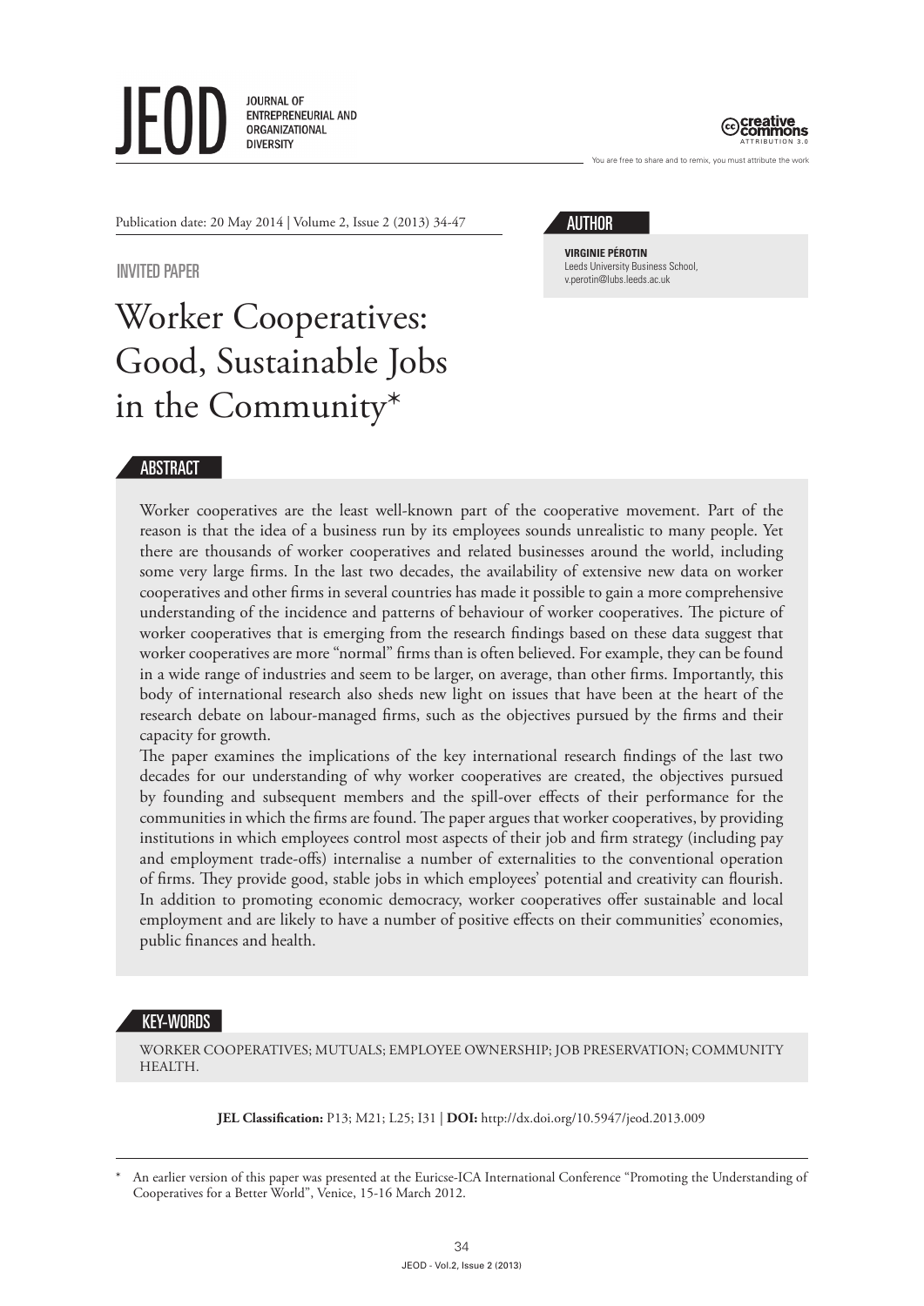JEOD
JOURNAL OF ENTREPRENEURIAL AND ORGANIZATIONAL DIVERSITY

creative commons ATTRIBUTION 3.0
You are free to share and to remix, you must attribute the work

Publication date: 20 May 2014 | Volume 2, Issue 2 (2013) 34-47

INVITED PAPER

# Worker Cooperatives: Good, Sustainable Jobs in the Community*

## AUTHOR

**VIRGINIE PÉROTIN**
Leeds University Business School,
v.perotin@lubs.leeds.ac.uk

## ABSTRACT

Worker cooperatives are the least well-known part of the cooperative movement. Part of the reason is that the idea of a business run by its employees sounds unrealistic to many people. Yet there are thousands of worker cooperatives and related businesses around the world, including some very large firms. In the last two decades, the availability of extensive new data on worker cooperatives and other firms in several countries has made it possible to gain a more comprehensive understanding of the incidence and patterns of behaviour of worker cooperatives. The picture of worker cooperatives that is emerging from the research findings based on these data suggest that worker cooperatives are more "normal" firms than is often believed. For example, they can be found in a wide range of industries and seem to be larger, on average, than other firms. Importantly, this body of international research also sheds new light on issues that have been at the heart of the research debate on labour-managed firms, such as the objectives pursued by the firms and their capacity for growth.

The paper examines the implications of the key international research findings of the last two decades for our understanding of why worker cooperatives are created, the objectives pursued by founding and subsequent members and the spill-over effects of their performance for the communities in which the firms are found. The paper argues that worker cooperatives, by providing institutions in which employees control most aspects of their job and firm strategy (including pay and employment trade-offs) internalise a number of externalities to the conventional operation of firms. They provide good, stable jobs in which employees' potential and creativity can flourish. In addition to promoting economic democracy, worker cooperatives offer sustainable and local employment and are likely to have a number of positive effects on their communities' economies, public finances and health.

## KEY-WORDS

WORKER COOPERATIVES; MUTUALS; EMPLOYEE OWNERSHIP; JOB PRESERVATION; COMMUNITY HEALTH.

**JEL Classification:** P13; M21; L25; I31 | **DOI:** http://dx.doi.org/10.5947/jeod.2013.009

* An earlier version of this paper was presented at the Euricse-ICA International Conference "Promoting the Understanding of Cooperatives for a Better World", Venice, 15-16 March 2012.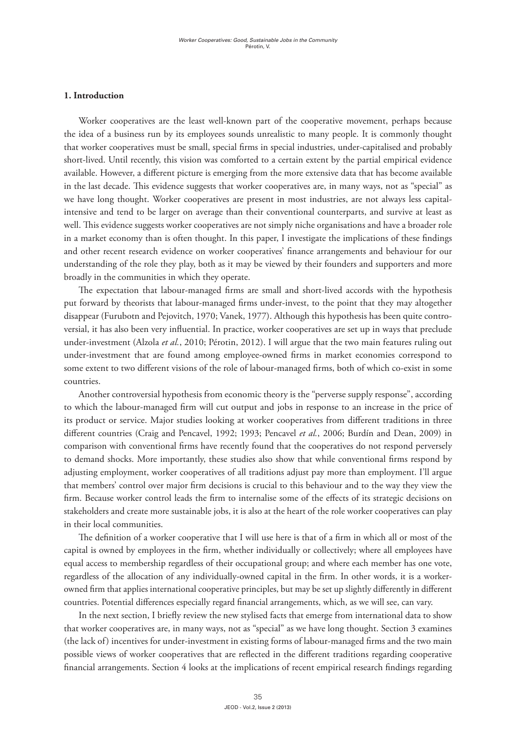## 1. Introduction

Worker cooperatives are the least well-known part of the cooperative movement, perhaps because the idea of a business run by its employees sounds unrealistic to many people. It is commonly thought that worker cooperatives must be small, special firms in special industries, under-capitalised and probably short-lived. Until recently, this vision was comforted to a certain extent by the partial empirical evidence available. However, a different picture is emerging from the more extensive data that has become available in the last decade. This evidence suggests that worker cooperatives are, in many ways, not as "special" as we have long thought. Worker cooperatives are present in most industries, are not always less capital-intensive and tend to be larger on average than their conventional counterparts, and survive at least as well. This evidence suggests worker cooperatives are not simply niche organisations and have a broader role in a market economy than is often thought. In this paper, I investigate the implications of these findings and other recent research evidence on worker cooperatives' finance arrangements and behaviour for our understanding of the role they play, both as it may be viewed by their founders and supporters and more broadly in the communities in which they operate.

The expectation that labour-managed firms are small and short-lived accords with the hypothesis put forward by theorists that labour-managed firms under-invest, to the point that they may altogether disappear (Furubotn and Pejovitch, 1970; Vanek, 1977). Although this hypothesis has been quite controversial, it has also been very influential. In practice, worker cooperatives are set up in ways that preclude under-investment (Alzola *et al.*, 2010; Pérotin, 2012). I will argue that the two main features ruling out under-investment that are found among employee-owned firms in market economies correspond to some extent to two different visions of the role of labour-managed firms, both of which co-exist in some countries.

Another controversial hypothesis from economic theory is the "perverse supply response", according to which the labour-managed firm will cut output and jobs in response to an increase in the price of its product or service. Major studies looking at worker cooperatives from different traditions in three different countries (Craig and Pencavel, 1992; 1993; Pencavel *et al.*, 2006; Burdín and Dean, 2009) in comparison with conventional firms have recently found that the cooperatives do not respond perversely to demand shocks. More importantly, these studies also show that while conventional firms respond by adjusting employment, worker cooperatives of all traditions adjust pay more than employment. I'll argue that members' control over major firm decisions is crucial to this behaviour and to the way they view the firm. Because worker control leads the firm to internalise some of the effects of its strategic decisions on stakeholders and create more sustainable jobs, it is also at the heart of the role worker cooperatives can play in their local communities.

The definition of a worker cooperative that I will use here is that of a firm in which all or most of the capital is owned by employees in the firm, whether individually or collectively; where all employees have equal access to membership regardless of their occupational group; and where each member has one vote, regardless of the allocation of any individually-owned capital in the firm. In other words, it is a worker-owned firm that applies international cooperative principles, but may be set up slightly differently in different countries. Potential differences especially regard financial arrangements, which, as we will see, can vary.

In the next section, I briefly review the new stylised facts that emerge from international data to show that worker cooperatives are, in many ways, not as "special" as we have long thought. Section 3 examines (the lack of) incentives for under-investment in existing forms of labour-managed firms and the two main possible views of worker cooperatives that are reflected in the different traditions regarding cooperative financial arrangements. Section 4 looks at the implications of recent empirical research findings regarding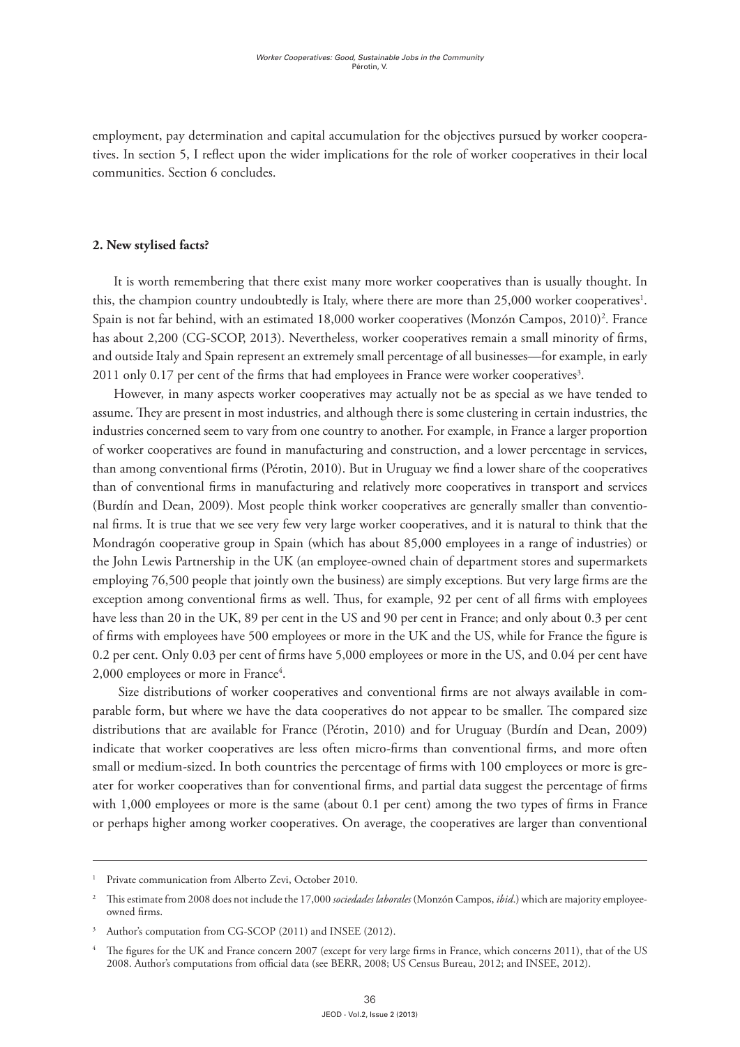employment, pay determination and capital accumulation for the objectives pursued by worker cooperatives. In section 5, I reflect upon the wider implications for the role of worker cooperatives in their local communities. Section 6 concludes.

## 2. New stylised facts?

It is worth remembering that there exist many more worker cooperatives than is usually thought. In this, the champion country undoubtedly is Italy, where there are more than 25,000 worker cooperatives[1]. Spain is not far behind, with an estimated 18,000 worker cooperatives (Monzón Campos, 2010)[2]. France has about 2,200 (CG-SCOP, 2013). Nevertheless, worker cooperatives remain a small minority of firms, and outside Italy and Spain represent an extremely small percentage of all businesses—for example, in early 2011 only 0.17 per cent of the firms that had employees in France were worker cooperatives[3].

However, in many aspects worker cooperatives may actually not be as special as we have tended to assume. They are present in most industries, and although there is some clustering in certain industries, the industries concerned seem to vary from one country to another. For example, in France a larger proportion of worker cooperatives are found in manufacturing and construction, and a lower percentage in services, than among conventional firms (Pérotin, 2010). But in Uruguay we find a lower share of the cooperatives than of conventional firms in manufacturing and relatively more cooperatives in transport and services (Burdín and Dean, 2009). Most people think worker cooperatives are generally smaller than conventional firms. It is true that we see very few very large worker cooperatives, and it is natural to think that the Mondragón cooperative group in Spain (which has about 85,000 employees in a range of industries) or the John Lewis Partnership in the UK (an employee-owned chain of department stores and supermarkets employing 76,500 people that jointly own the business) are simply exceptions. But very large firms are the exception among conventional firms as well. Thus, for example, 92 per cent of all firms with employees have less than 20 in the UK, 89 per cent in the US and 90 per cent in France; and only about 0.3 per cent of firms with employees have 500 employees or more in the UK and the US, while for France the figure is 0.2 per cent. Only 0.03 per cent of firms have 5,000 employees or more in the US, and 0.04 per cent have 2,000 employees or more in France[4].

Size distributions of worker cooperatives and conventional firms are not always available in comparable form, but where we have the data cooperatives do not appear to be smaller. The compared size distributions that are available for France (Pérotin, 2010) and for Uruguay (Burdín and Dean, 2009) indicate that worker cooperatives are less often micro-firms than conventional firms, and more often small or medium-sized. In both countries the percentage of firms with 100 employees or more is greater for worker cooperatives than for conventional firms, and partial data suggest the percentage of firms with 1,000 employees or more is the same (about 0.1 per cent) among the two types of firms in France or perhaps higher among worker cooperatives. On average, the cooperatives are larger than conventional

---

[1] Private communication from Alberto Zevi, October 2010.

[2] This estimate from 2008 does not include the 17,000 *sociedades laborales* (Monzón Campos, *ibid*.) which are majority employee-owned firms.

[3] Author's computation from CG-SCOP (2011) and INSEE (2012).

[4] The figures for the UK and France concern 2007 (except for very large firms in France, which concerns 2011), that of the US 2008. Author's computations from official data (see BERR, 2008; US Census Bureau, 2012; and INSEE, 2012).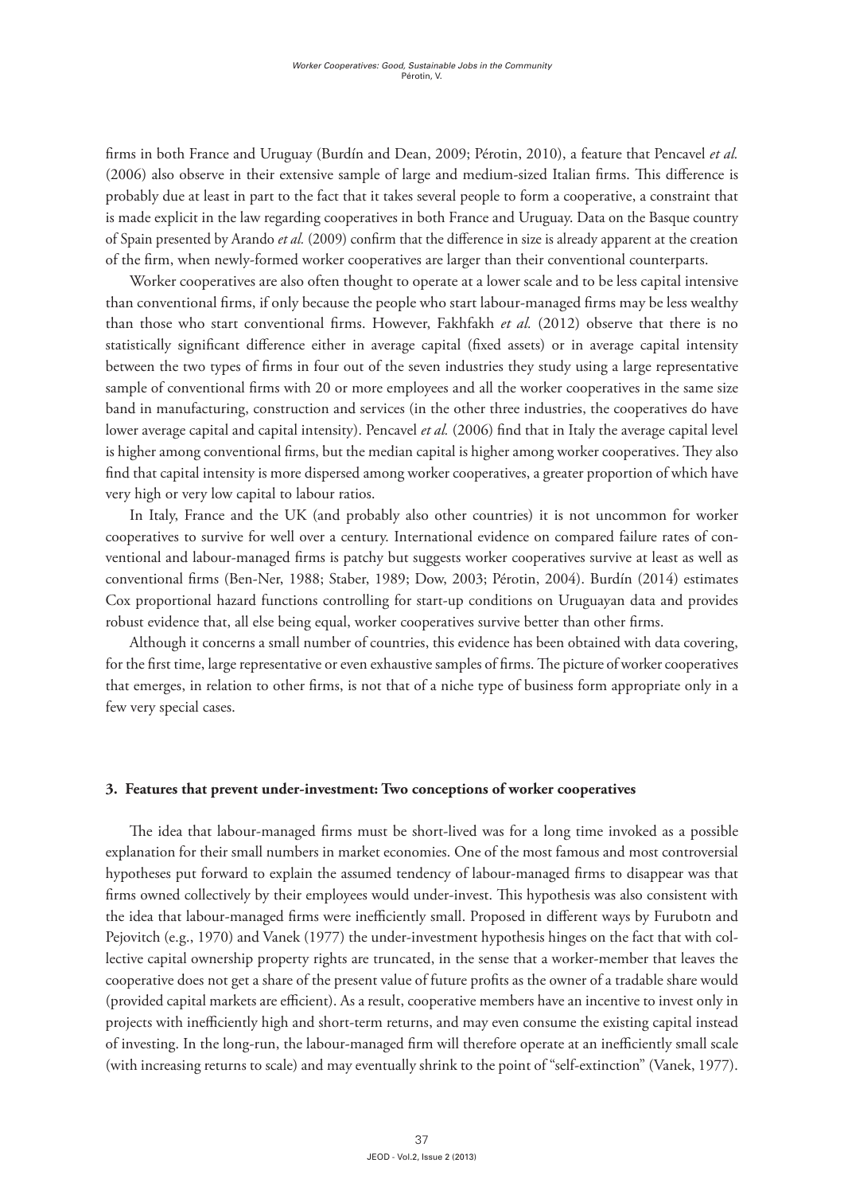firms in both France and Uruguay (Burdín and Dean, 2009; Pérotin, 2010), a feature that Pencavel *et al.* (2006) also observe in their extensive sample of large and medium-sized Italian firms. This difference is probably due at least in part to the fact that it takes several people to form a cooperative, a constraint that is made explicit in the law regarding cooperatives in both France and Uruguay. Data on the Basque country of Spain presented by Arando *et al.* (2009) confirm that the difference in size is already apparent at the creation of the firm, when newly-formed worker cooperatives are larger than their conventional counterparts.

Worker cooperatives are also often thought to operate at a lower scale and to be less capital intensive than conventional firms, if only because the people who start labour-managed firms may be less wealthy than those who start conventional firms. However, Fakhfakh *et al.* (2012) observe that there is no statistically significant difference either in average capital (fixed assets) or in average capital intensity between the two types of firms in four out of the seven industries they study using a large representative sample of conventional firms with 20 or more employees and all the worker cooperatives in the same size band in manufacturing, construction and services (in the other three industries, the cooperatives do have lower average capital and capital intensity). Pencavel *et al.* (2006) find that in Italy the average capital level is higher among conventional firms, but the median capital is higher among worker cooperatives. They also find that capital intensity is more dispersed among worker cooperatives, a greater proportion of which have very high or very low capital to labour ratios.

In Italy, France and the UK (and probably also other countries) it is not uncommon for worker cooperatives to survive for well over a century. International evidence on compared failure rates of conventional and labour-managed firms is patchy but suggests worker cooperatives survive at least as well as conventional firms (Ben-Ner, 1988; Staber, 1989; Dow, 2003; Pérotin, 2004). Burdín (2014) estimates Cox proportional hazard functions controlling for start-up conditions on Uruguayan data and provides robust evidence that, all else being equal, worker cooperatives survive better than other firms.

Although it concerns a small number of countries, this evidence has been obtained with data covering, for the first time, large representative or even exhaustive samples of firms. The picture of worker cooperatives that emerges, in relation to other firms, is not that of a niche type of business form appropriate only in a few very special cases.

### 3. Features that prevent under-investment: Two conceptions of worker cooperatives

The idea that labour-managed firms must be short-lived was for a long time invoked as a possible explanation for their small numbers in market economies. One of the most famous and most controversial hypotheses put forward to explain the assumed tendency of labour-managed firms to disappear was that firms owned collectively by their employees would under-invest. This hypothesis was also consistent with the idea that labour-managed firms were inefficiently small. Proposed in different ways by Furubotn and Pejovitch (e.g., 1970) and Vanek (1977) the under-investment hypothesis hinges on the fact that with collective capital ownership property rights are truncated, in the sense that a worker-member that leaves the cooperative does not get a share of the present value of future profits as the owner of a tradable share would (provided capital markets are efficient). As a result, cooperative members have an incentive to invest only in projects with inefficiently high and short-term returns, and may even consume the existing capital instead of investing. In the long-run, the labour-managed firm will therefore operate at an inefficiently small scale (with increasing returns to scale) and may eventually shrink to the point of "self-extinction" (Vanek, 1977).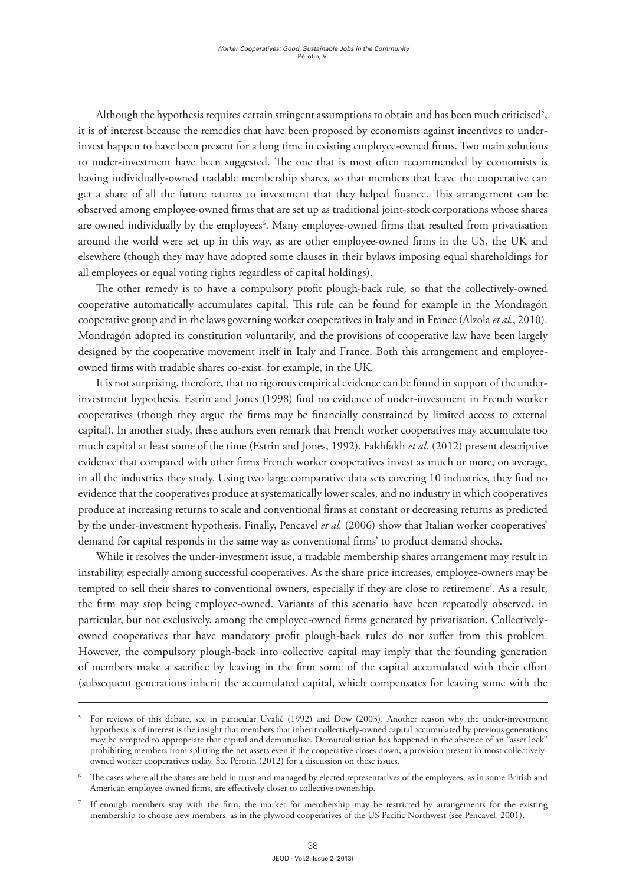Although the hypothesis requires certain stringent assumptions to obtain and has been much criticised[5], it is of interest because the remedies that have been proposed by economists against incentives to under-invest happen to have been present for a long time in existing employee-owned firms. Two main solutions to under-investment have been suggested. The one that is most often recommended by economists is having individually-owned tradable membership shares, so that members that leave the cooperative can get a share of all the future returns to investment that they helped finance. This arrangement can be observed among employee-owned firms that are set up as traditional joint-stock corporations whose shares are owned individually by the employees[6]. Many employee-owned firms that resulted from privatisation around the world were set up in this way, as are other employee-owned firms in the US, the UK and elsewhere (though they may have adopted some clauses in their bylaws imposing equal shareholdings for all employees or equal voting rights regardless of capital holdings).

The other remedy is to have a compulsory profit plough-back rule, so that the collectively-owned cooperative automatically accumulates capital. This rule can be found for example in the Mondragón cooperative group and in the laws governing worker cooperatives in Italy and in France (Alzola *et al.*, 2010). Mondragón adopted its constitution voluntarily, and the provisions of cooperative law have been largely designed by the cooperative movement itself in Italy and France. Both this arrangement and employee-owned firms with tradable shares co-exist, for example, in the UK.

It is not surprising, therefore, that no rigorous empirical evidence can be found in support of the under-investment hypothesis. Estrin and Jones (1998) find no evidence of under-investment in French worker cooperatives (though they argue the firms may be financially constrained by limited access to external capital). In another study, these authors even remark that French worker cooperatives may accumulate too much capital at least some of the time (Estrin and Jones, 1992). Fakhfakh *et al.* (2012) present descriptive evidence that compared with other firms French worker cooperatives invest as much or more, on average, in all the industries they study. Using two large comparative data sets covering 10 industries, they find no evidence that the cooperatives produce at systematically lower scales, and no industry in which cooperatives produce at increasing returns to scale and conventional firms at constant or decreasing returns as predicted by the under-investment hypothesis. Finally, Pencavel *et al.* (2006) show that Italian worker cooperatives' demand for capital responds in the same way as conventional firms' to product demand shocks.

While it resolves the under-investment issue, a tradable membership shares arrangement may result in instability, especially among successful cooperatives. As the share price increases, employee-owners may be tempted to sell their shares to conventional owners, especially if they are close to retirement[7]. As a result, the firm may stop being employee-owned. Variants of this scenario have been repeatedly observed, in particular, but not exclusively, among the employee-owned firms generated by privatisation. Collectively-owned cooperatives that have mandatory profit plough-back rules do not suffer from this problem. However, the compulsory plough-back into collective capital may imply that the founding generation of members make a sacrifice by leaving in the firm some of the capital accumulated with their effort (subsequent generations inherit the accumulated capital, which compensates for leaving some with the

---

[5] For reviews of this debate, see in particular Uvalić (1992) and Dow (2003). Another reason why the under-investment hypothesis is of interest is the insight that members that inherit collectively-owned capital accumulated by previous generations may be tempted to appropriate that capital and demutualise. Demutualisation has happened in the absence of an "asset lock" prohibiting members from splitting the net assets even if the cooperative closes down, a provision present in most collectively-owned worker cooperatives today. See Pérotin (2012) for a discussion on these issues.

[6] The cases where all the shares are held in trust and managed by elected representatives of the employees, as in some British and American employee-owned firms, are effectively closer to collective ownership.

[7] If enough members stay with the firm, the market for membership may be restricted by arrangements for the existing membership to choose new members, as in the plywood cooperatives of the US Pacific Northwest (see Pencavel, 2001).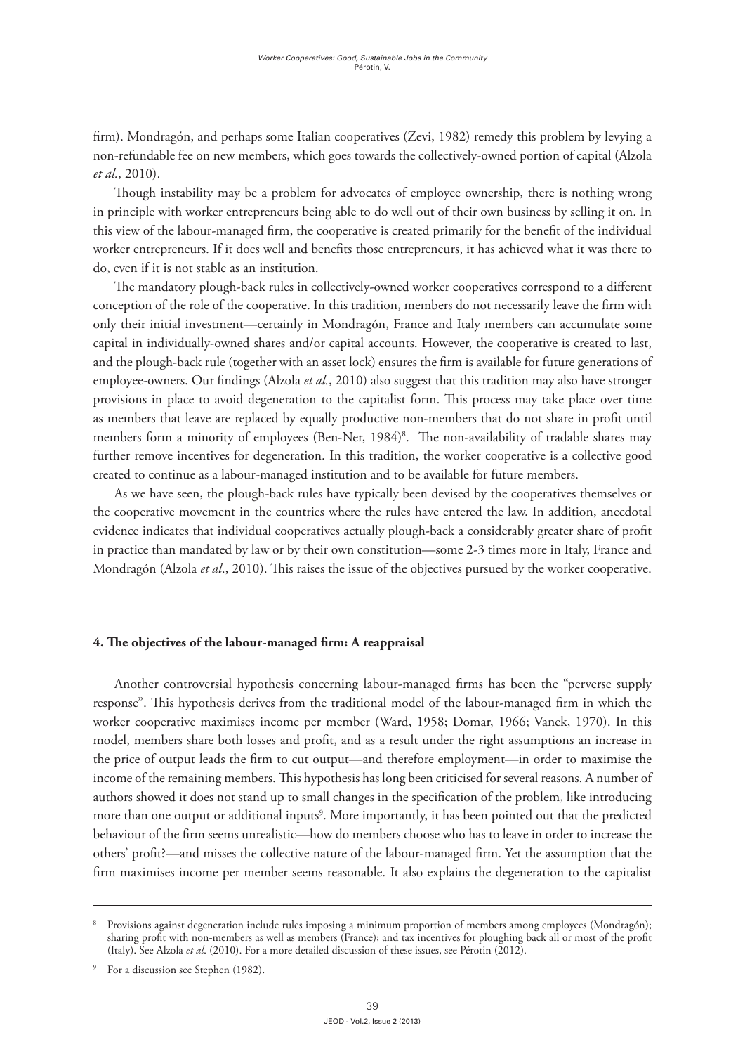firm). Mondragón, and perhaps some Italian cooperatives (Zevi, 1982) remedy this problem by levying a non-refundable fee on new members, which goes towards the collectively-owned portion of capital (Alzola *et al.*, 2010).

Though instability may be a problem for advocates of employee ownership, there is nothing wrong in principle with worker entrepreneurs being able to do well out of their own business by selling it on. In this view of the labour-managed firm, the cooperative is created primarily for the benefit of the individual worker entrepreneurs. If it does well and benefits those entrepreneurs, it has achieved what it was there to do, even if it is not stable as an institution.

The mandatory plough-back rules in collectively-owned worker cooperatives correspond to a different conception of the role of the cooperative. In this tradition, members do not necessarily leave the firm with only their initial investment—certainly in Mondragón, France and Italy members can accumulate some capital in individually-owned shares and/or capital accounts. However, the cooperative is created to last, and the plough-back rule (together with an asset lock) ensures the firm is available for future generations of employee-owners. Our findings (Alzola *et al.*, 2010) also suggest that this tradition may also have stronger provisions in place to avoid degeneration to the capitalist form. This process may take place over time as members that leave are replaced by equally productive non-members that do not share in profit until members form a minority of employees (Ben-Ner, 1984)[8]. The non-availability of tradable shares may further remove incentives for degeneration. In this tradition, the worker cooperative is a collective good created to continue as a labour-managed institution and to be available for future members.

As we have seen, the plough-back rules have typically been devised by the cooperatives themselves or the cooperative movement in the countries where the rules have entered the law. In addition, anecdotal evidence indicates that individual cooperatives actually plough-back a considerably greater share of profit in practice than mandated by law or by their own constitution—some 2-3 times more in Italy, France and Mondragón (Alzola *et al*., 2010). This raises the issue of the objectives pursued by the worker cooperative.

## 4. The objectives of the labour-managed firm: A reappraisal

Another controversial hypothesis concerning labour-managed firms has been the "perverse supply response". This hypothesis derives from the traditional model of the labour-managed firm in which the worker cooperative maximises income per member (Ward, 1958; Domar, 1966; Vanek, 1970). In this model, members share both losses and profit, and as a result under the right assumptions an increase in the price of output leads the firm to cut output—and therefore employment—in order to maximise the income of the remaining members. This hypothesis has long been criticised for several reasons. A number of authors showed it does not stand up to small changes in the specification of the problem, like introducing more than one output or additional inputs[9]. More importantly, it has been pointed out that the predicted behaviour of the firm seems unrealistic—how do members choose who has to leave in order to increase the others' profit?—and misses the collective nature of the labour-managed firm. Yet the assumption that the firm maximises income per member seems reasonable. It also explains the degeneration to the capitalist

---

[8] Provisions against degeneration include rules imposing a minimum proportion of members among employees (Mondragón); sharing profit with non-members as well as members (France); and tax incentives for ploughing back all or most of the profit (Italy). See Alzola *et al.* (2010). For a more detailed discussion of these issues, see Pérotin (2012).

[9] For a discussion see Stephen (1982).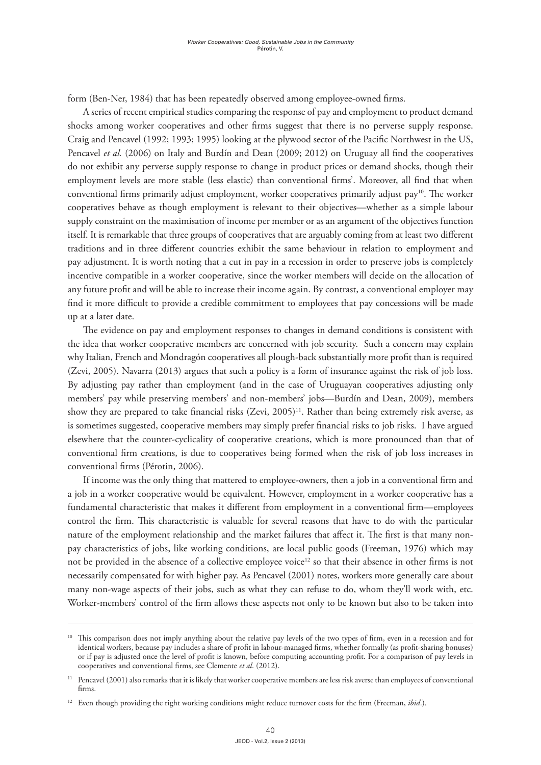form (Ben-Ner, 1984) that has been repeatedly observed among employee-owned firms.

A series of recent empirical studies comparing the response of pay and employment to product demand shocks among worker cooperatives and other firms suggest that there is no perverse supply response. Craig and Pencavel (1992; 1993; 1995) looking at the plywood sector of the Pacific Northwest in the US, Pencavel *et al.* (2006) on Italy and Burdín and Dean (2009; 2012) on Uruguay all find the cooperatives do not exhibit any perverse supply response to change in product prices or demand shocks, though their employment levels are more stable (less elastic) than conventional firms'. Moreover, all find that when conventional firms primarily adjust employment, worker cooperatives primarily adjust pay[10]. The worker cooperatives behave as though employment is relevant to their objectives—whether as a simple labour supply constraint on the maximisation of income per member or as an argument of the objectives function itself. It is remarkable that three groups of cooperatives that are arguably coming from at least two different traditions and in three different countries exhibit the same behaviour in relation to employment and pay adjustment. It is worth noting that a cut in pay in a recession in order to preserve jobs is completely incentive compatible in a worker cooperative, since the worker members will decide on the allocation of any future profit and will be able to increase their income again. By contrast, a conventional employer may find it more difficult to provide a credible commitment to employees that pay concessions will be made up at a later date.

The evidence on pay and employment responses to changes in demand conditions is consistent with the idea that worker cooperative members are concerned with job security. Such a concern may explain why Italian, French and Mondragón cooperatives all plough-back substantially more profit than is required (Zevi, 2005). Navarra (2013) argues that such a policy is a form of insurance against the risk of job loss. By adjusting pay rather than employment (and in the case of Uruguayan cooperatives adjusting only members' pay while preserving members' and non-members' jobs—Burdín and Dean, 2009), members show they are prepared to take financial risks (Zevi, 2005)[11]. Rather than being extremely risk averse, as is sometimes suggested, cooperative members may simply prefer financial risks to job risks. I have argued elsewhere that the counter-cyclicality of cooperative creations, which is more pronounced than that of conventional firm creations, is due to cooperatives being formed when the risk of job loss increases in conventional firms (Pérotin, 2006).

If income was the only thing that mattered to employee-owners, then a job in a conventional firm and a job in a worker cooperative would be equivalent. However, employment in a worker cooperative has a fundamental characteristic that makes it different from employment in a conventional firm—employees control the firm. This characteristic is valuable for several reasons that have to do with the particular nature of the employment relationship and the market failures that affect it. The first is that many non-pay characteristics of jobs, like working conditions, are local public goods (Freeman, 1976) which may not be provided in the absence of a collective employee voice[12] so that their absence in other firms is not necessarily compensated for with higher pay. As Pencavel (2001) notes, workers more generally care about many non-wage aspects of their jobs, such as what they can refuse to do, whom they'll work with, etc. Worker-members' control of the firm allows these aspects not only to be known but also to be taken into

---

[10] This comparison does not imply anything about the relative pay levels of the two types of firm, even in a recession and for identical workers, because pay includes a share of profit in labour-managed firms, whether formally (as profit-sharing bonuses) or if pay is adjusted once the level of profit is known, before computing accounting profit. For a comparison of pay levels in cooperatives and conventional firms, see Clemente *et al*. (2012).

[11] Pencavel (2001) also remarks that it is likely that worker cooperative members are less risk averse than employees of conventional firms.

[12] Even though providing the right working conditions might reduce turnover costs for the firm (Freeman, *ibid*.).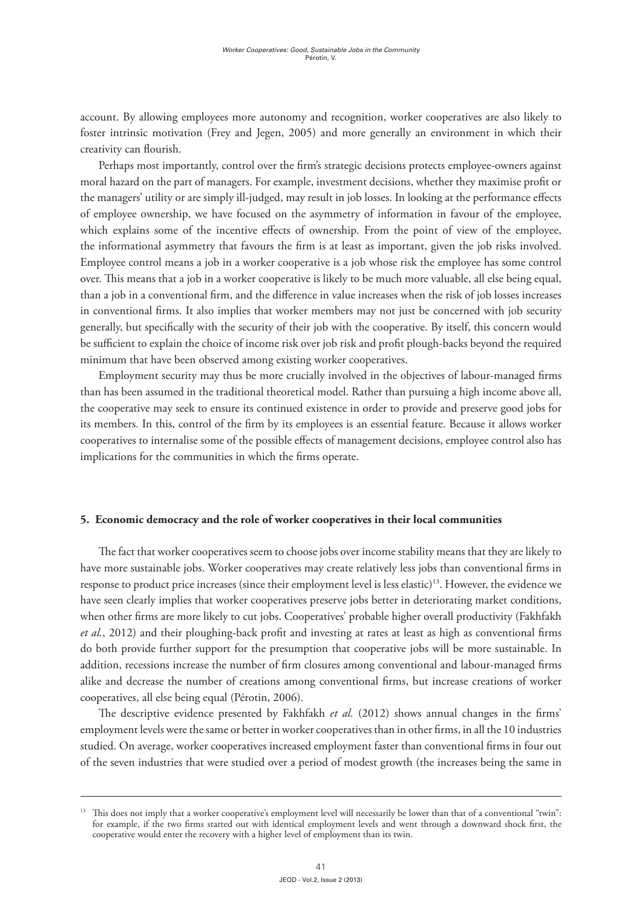account. By allowing employees more autonomy and recognition, worker cooperatives are also likely to foster intrinsic motivation (Frey and Jegen, 2005) and more generally an environment in which their creativity can flourish.

Perhaps most importantly, control over the firm's strategic decisions protects employee-owners against moral hazard on the part of managers. For example, investment decisions, whether they maximise profit or the managers' utility or are simply ill-judged, may result in job losses. In looking at the performance effects of employee ownership, we have focused on the asymmetry of information in favour of the employee, which explains some of the incentive effects of ownership. From the point of view of the employee, the informational asymmetry that favours the firm is at least as important, given the job risks involved. Employee control means a job in a worker cooperative is a job whose risk the employee has some control over. This means that a job in a worker cooperative is likely to be much more valuable, all else being equal, than a job in a conventional firm, and the difference in value increases when the risk of job losses increases in conventional firms. It also implies that worker members may not just be concerned with job security generally, but specifically with the security of their job with the cooperative. By itself, this concern would be sufficient to explain the choice of income risk over job risk and profit plough-backs beyond the required minimum that have been observed among existing worker cooperatives.

Employment security may thus be more crucially involved in the objectives of labour-managed firms than has been assumed in the traditional theoretical model. Rather than pursuing a high income above all, the cooperative may seek to ensure its continued existence in order to provide and preserve good jobs for its members. In this, control of the firm by its employees is an essential feature. Because it allows worker cooperatives to internalise some of the possible effects of management decisions, employee control also has implications for the communities in which the firms operate.

## 5. Economic democracy and the role of worker cooperatives in their local communities

The fact that worker cooperatives seem to choose jobs over income stability means that they are likely to have more sustainable jobs. Worker cooperatives may create relatively less jobs than conventional firms in response to product price increases (since their employment level is less elastic)[13]. However, the evidence we have seen clearly implies that worker cooperatives preserve jobs better in deteriorating market conditions, when other firms are more likely to cut jobs. Cooperatives' probable higher overall productivity (Fakhfakh *et al.*, 2012) and their ploughing-back profit and investing at rates at least as high as conventional firms do both provide further support for the presumption that cooperative jobs will be more sustainable. In addition, recessions increase the number of firm closures among conventional and labour-managed firms alike and decrease the number of creations among conventional firms, but increase creations of worker cooperatives, all else being equal (Pérotin, 2006).

The descriptive evidence presented by Fakhfakh *et al.* (2012) shows annual changes in the firms' employment levels were the same or better in worker cooperatives than in other firms, in all the 10 industries studied. On average, worker cooperatives increased employment faster than conventional firms in four out of the seven industries that were studied over a period of modest growth (the increases being the same in

[13] This does not imply that a worker cooperative's employment level will necessarily be lower than that of a conventional "twin": for example, if the two firms started out with identical employment levels and went through a downward shock first, the cooperative would enter the recovery with a higher level of employment than its twin.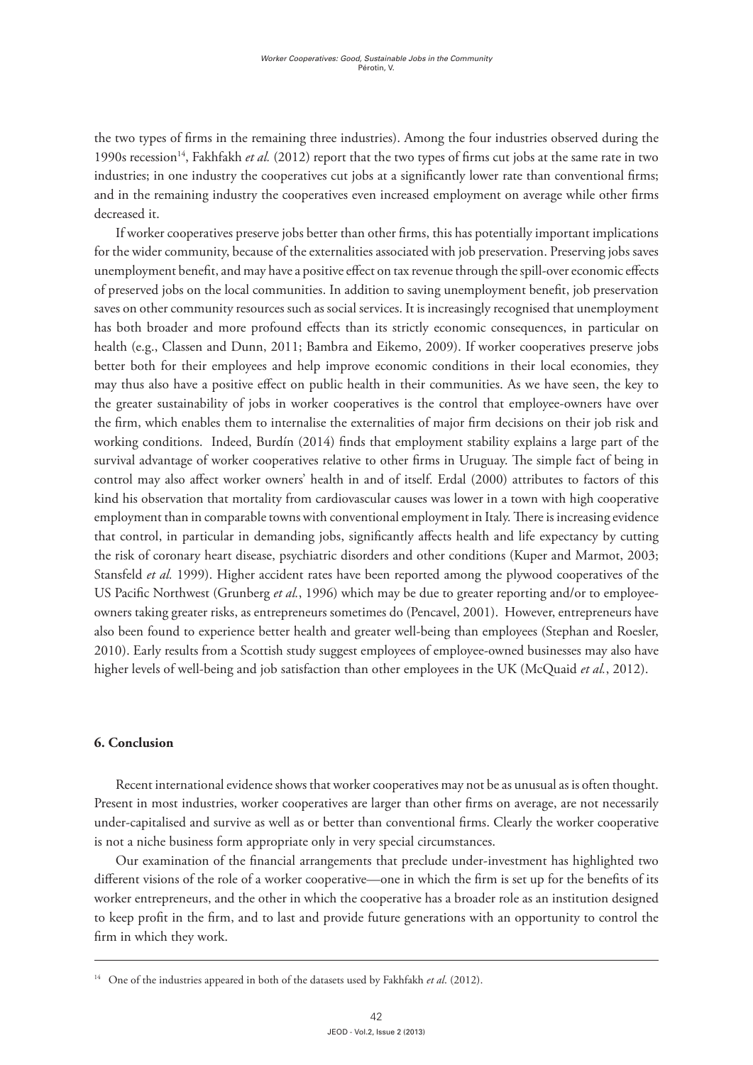the two types of firms in the remaining three industries). Among the four industries observed during the 1990s recession[14], Fakhfakh *et al.* (2012) report that the two types of firms cut jobs at the same rate in two industries; in one industry the cooperatives cut jobs at a significantly lower rate than conventional firms; and in the remaining industry the cooperatives even increased employment on average while other firms decreased it.

If worker cooperatives preserve jobs better than other firms, this has potentially important implications for the wider community, because of the externalities associated with job preservation. Preserving jobs saves unemployment benefit, and may have a positive effect on tax revenue through the spill-over economic effects of preserved jobs on the local communities. In addition to saving unemployment benefit, job preservation saves on other community resources such as social services. It is increasingly recognised that unemployment has both broader and more profound effects than its strictly economic consequences, in particular on health (e.g., Classen and Dunn, 2011; Bambra and Eikemo, 2009). If worker cooperatives preserve jobs better both for their employees and help improve economic conditions in their local economies, they may thus also have a positive effect on public health in their communities. As we have seen, the key to the greater sustainability of jobs in worker cooperatives is the control that employee-owners have over the firm, which enables them to internalise the externalities of major firm decisions on their job risk and working conditions. Indeed, Burdín (2014) finds that employment stability explains a large part of the survival advantage of worker cooperatives relative to other firms in Uruguay. The simple fact of being in control may also affect worker owners' health in and of itself. Erdal (2000) attributes to factors of this kind his observation that mortality from cardiovascular causes was lower in a town with high cooperative employment than in comparable towns with conventional employment in Italy. There is increasing evidence that control, in particular in demanding jobs, significantly affects health and life expectancy by cutting the risk of coronary heart disease, psychiatric disorders and other conditions (Kuper and Marmot, 2003; Stansfeld *et al.* 1999). Higher accident rates have been reported among the plywood cooperatives of the US Pacific Northwest (Grunberg *et al.*, 1996) which may be due to greater reporting and/or to employee-owners taking greater risks, as entrepreneurs sometimes do (Pencavel, 2001). However, entrepreneurs have also been found to experience better health and greater well-being than employees (Stephan and Roesler, 2010). Early results from a Scottish study suggest employees of employee-owned businesses may also have higher levels of well-being and job satisfaction than other employees in the UK (McQuaid *et al.*, 2012).

## 6. Conclusion

Recent international evidence shows that worker cooperatives may not be as unusual as is often thought. Present in most industries, worker cooperatives are larger than other firms on average, are not necessarily under-capitalised and survive as well as or better than conventional firms. Clearly the worker cooperative is not a niche business form appropriate only in very special circumstances.

Our examination of the financial arrangements that preclude under-investment has highlighted two different visions of the role of a worker cooperative—one in which the firm is set up for the benefits of its worker entrepreneurs, and the other in which the cooperative has a broader role as an institution designed to keep profit in the firm, and to last and provide future generations with an opportunity to control the firm in which they work.

---

[14] One of the industries appeared in both of the datasets used by Fakhfakh *et al.* (2012).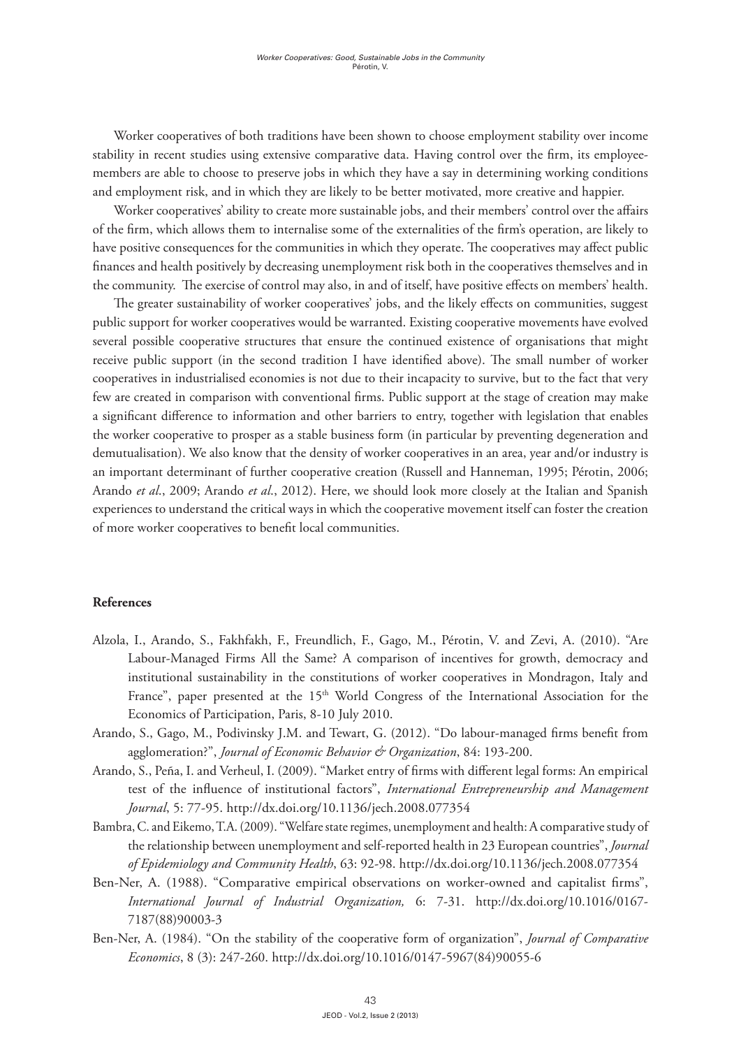Worker cooperatives of both traditions have been shown to choose employment stability over income stability in recent studies using extensive comparative data. Having control over the firm, its employee-members are able to choose to preserve jobs in which they have a say in determining working conditions and employment risk, and in which they are likely to be better motivated, more creative and happier.

Worker cooperatives' ability to create more sustainable jobs, and their members' control over the affairs of the firm, which allows them to internalise some of the externalities of the firm's operation, are likely to have positive consequences for the communities in which they operate. The cooperatives may affect public finances and health positively by decreasing unemployment risk both in the cooperatives themselves and in the community. The exercise of control may also, in and of itself, have positive effects on members' health.

The greater sustainability of worker cooperatives' jobs, and the likely effects on communities, suggest public support for worker cooperatives would be warranted. Existing cooperative movements have evolved several possible cooperative structures that ensure the continued existence of organisations that might receive public support (in the second tradition I have identified above). The small number of worker cooperatives in industrialised economies is not due to their incapacity to survive, but to the fact that very few are created in comparison with conventional firms. Public support at the stage of creation may make a significant difference to information and other barriers to entry, together with legislation that enables the worker cooperative to prosper as a stable business form (in particular by preventing degeneration and demutualisation). We also know that the density of worker cooperatives in an area, year and/or industry is an important determinant of further cooperative creation (Russell and Hanneman, 1995; Pérotin, 2006; Arando *et al.*, 2009; Arando *et al.*, 2012). Here, we should look more closely at the Italian and Spanish experiences to understand the critical ways in which the cooperative movement itself can foster the creation of more worker cooperatives to benefit local communities.

## References

Alzola, I., Arando, S., Fakhfakh, F., Freundlich, F., Gago, M., Pérotin, V. and Zevi, A. (2010). "Are Labour-Managed Firms All the Same? A comparison of incentives for growth, democracy and institutional sustainability in the constitutions of worker cooperatives in Mondragon, Italy and France", paper presented at the 15th World Congress of the International Association for the Economics of Participation, Paris, 8-10 July 2010.

Arando, S., Gago, M., Podivinsky J.M. and Tewart, G. (2012). "Do labour-managed firms benefit from agglomeration?", *Journal of Economic Behavior & Organization*, 84: 193-200.

Arando, S., Peña, I. and Verheul, I. (2009). "Market entry of firms with different legal forms: An empirical test of the influence of institutional factors", *International Entrepreneurship and Management Journal*, 5: 77-95. http://dx.doi.org/10.1136/jech.2008.077354

Bambra, C. and Eikemo, T.A. (2009). "Welfare state regimes, unemployment and health: A comparative study of the relationship between unemployment and self-reported health in 23 European countries", *Journal of Epidemiology and Community Health*, 63: 92-98. http://dx.doi.org/10.1136/jech.2008.077354

Ben-Ner, A. (1988). "Comparative empirical observations on worker-owned and capitalist firms", *International Journal of Industrial Organization,* 6: 7-31. http://dx.doi.org/10.1016/0167-7187(88)90003-3

Ben-Ner, A. (1984). "On the stability of the cooperative form of organization", *Journal of Comparative Economics*, 8 (3): 247-260. http://dx.doi.org/10.1016/0147-5967(84)90055-6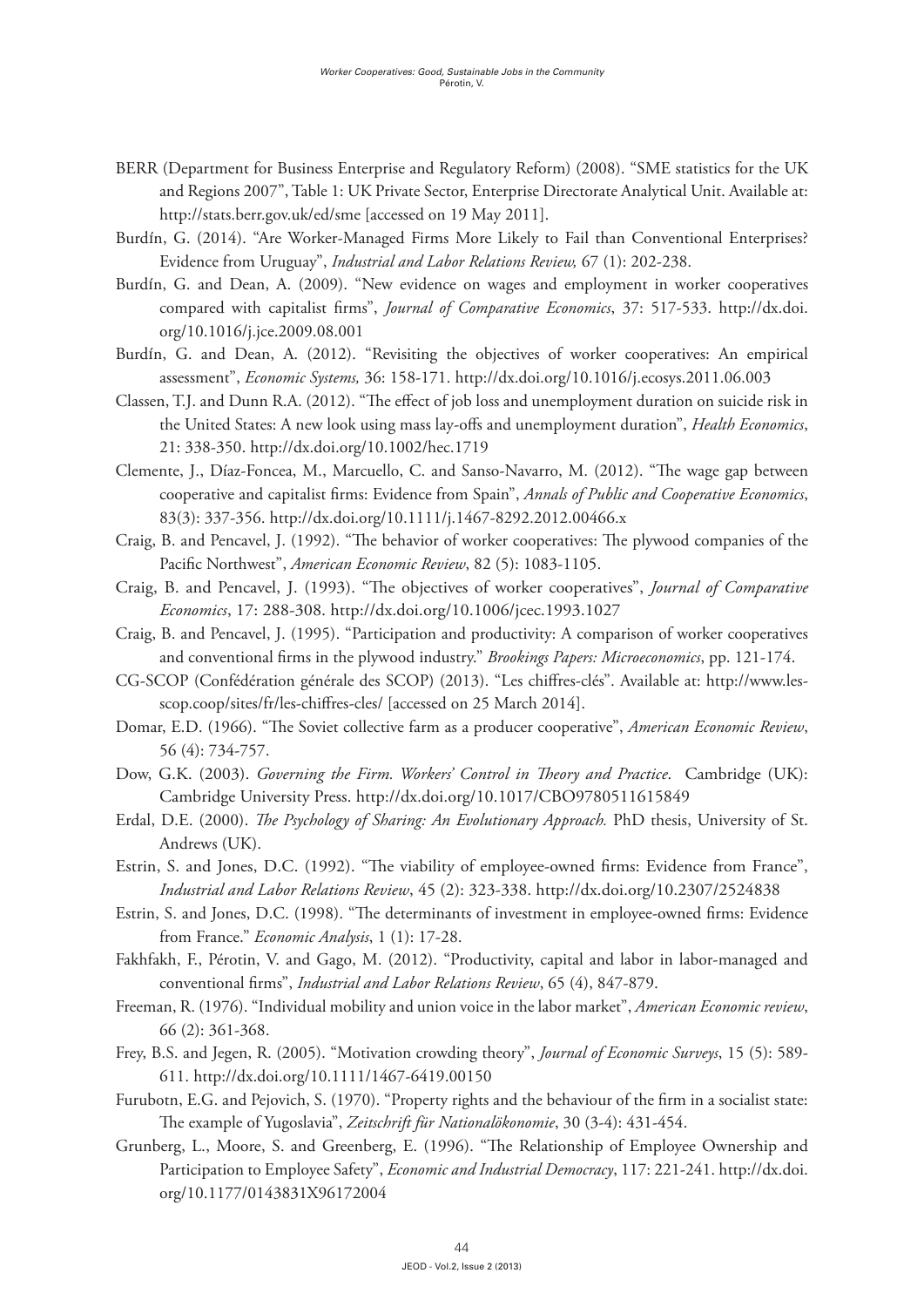BERR (Department for Business Enterprise and Regulatory Reform) (2008). "SME statistics for the UK and Regions 2007", Table 1: UK Private Sector, Enterprise Directorate Analytical Unit. Available at: http://stats.berr.gov.uk/ed/sme [accessed on 19 May 2011].

Burdín, G. (2014). "Are Worker-Managed Firms More Likely to Fail than Conventional Enterprises? Evidence from Uruguay", *Industrial and Labor Relations Review,* 67 (1): 202-238.

Burdín, G. and Dean, A. (2009). "New evidence on wages and employment in worker cooperatives compared with capitalist firms", *Journal of Comparative Economics*, 37: 517-533. http://dx.doi.org/10.1016/j.jce.2009.08.001

Burdín, G. and Dean, A. (2012). "Revisiting the objectives of worker cooperatives: An empirical assessment", *Economic Systems,* 36: 158-171. http://dx.doi.org/10.1016/j.ecosys.2011.06.003

Classen, T.J. and Dunn R.A. (2012). "The effect of job loss and unemployment duration on suicide risk in the United States: A new look using mass lay-offs and unemployment duration", *Health Economics*, 21: 338-350. http://dx.doi.org/10.1002/hec.1719

Clemente, J., Díaz-Foncea, M., Marcuello, C. and Sanso-Navarro, M. (2012). "The wage gap between cooperative and capitalist firms: Evidence from Spain", *Annals of Public and Cooperative Economics*, 83(3): 337-356. http://dx.doi.org/10.1111/j.1467-8292.2012.00466.x

Craig, B. and Pencavel, J. (1992). "The behavior of worker cooperatives: The plywood companies of the Pacific Northwest", *American Economic Review*, 82 (5): 1083-1105.

Craig, B. and Pencavel, J. (1993). "The objectives of worker cooperatives", *Journal of Comparative Economics*, 17: 288-308. http://dx.doi.org/10.1006/jcec.1993.1027

Craig, B. and Pencavel, J. (1995). "Participation and productivity: A comparison of worker cooperatives and conventional firms in the plywood industry." *Brookings Papers: Microeconomics*, pp. 121-174.

CG-SCOP (Confédération générale des SCOP) (2013). "Les chiffres-clés". Available at: http://www.les-scop.coop/sites/fr/les-chiffres-cles/ [accessed on 25 March 2014].

Domar, E.D. (1966). "The Soviet collective farm as a producer cooperative", *American Economic Review*, 56 (4): 734-757.

Dow, G.K. (2003). *Governing the Firm. Workers' Control in Theory and Practice*. Cambridge (UK): Cambridge University Press. http://dx.doi.org/10.1017/CBO9780511615849

Erdal, D.E. (2000). *The Psychology of Sharing: An Evolutionary Approach.* PhD thesis, University of St. Andrews (UK).

Estrin, S. and Jones, D.C. (1992). "The viability of employee-owned firms: Evidence from France", *Industrial and Labor Relations Review*, 45 (2): 323-338. http://dx.doi.org/10.2307/2524838

Estrin, S. and Jones, D.C. (1998). "The determinants of investment in employee-owned firms: Evidence from France." *Economic Analysis*, 1 (1): 17-28.

Fakhfakh, F., Pérotin, V. and Gago, M. (2012). "Productivity, capital and labor in labor-managed and conventional firms", *Industrial and Labor Relations Review*, 65 (4), 847-879.

Freeman, R. (1976). "Individual mobility and union voice in the labor market", *American Economic review*, 66 (2): 361-368.

Frey, B.S. and Jegen, R. (2005). "Motivation crowding theory", *Journal of Economic Surveys*, 15 (5): 589-611. http://dx.doi.org/10.1111/1467-6419.00150

Furubotn, E.G. and Pejovich, S. (1970). "Property rights and the behaviour of the firm in a socialist state: The example of Yugoslavia", *Zeitschrift für Nationalökonomie*, 30 (3-4): 431-454.

Grunberg, L., Moore, S. and Greenberg, E. (1996). "The Relationship of Employee Ownership and Participation to Employee Safety", *Economic and Industrial Democracy*, 117: 221-241. http://dx.doi.org/10.1177/0143831X96172004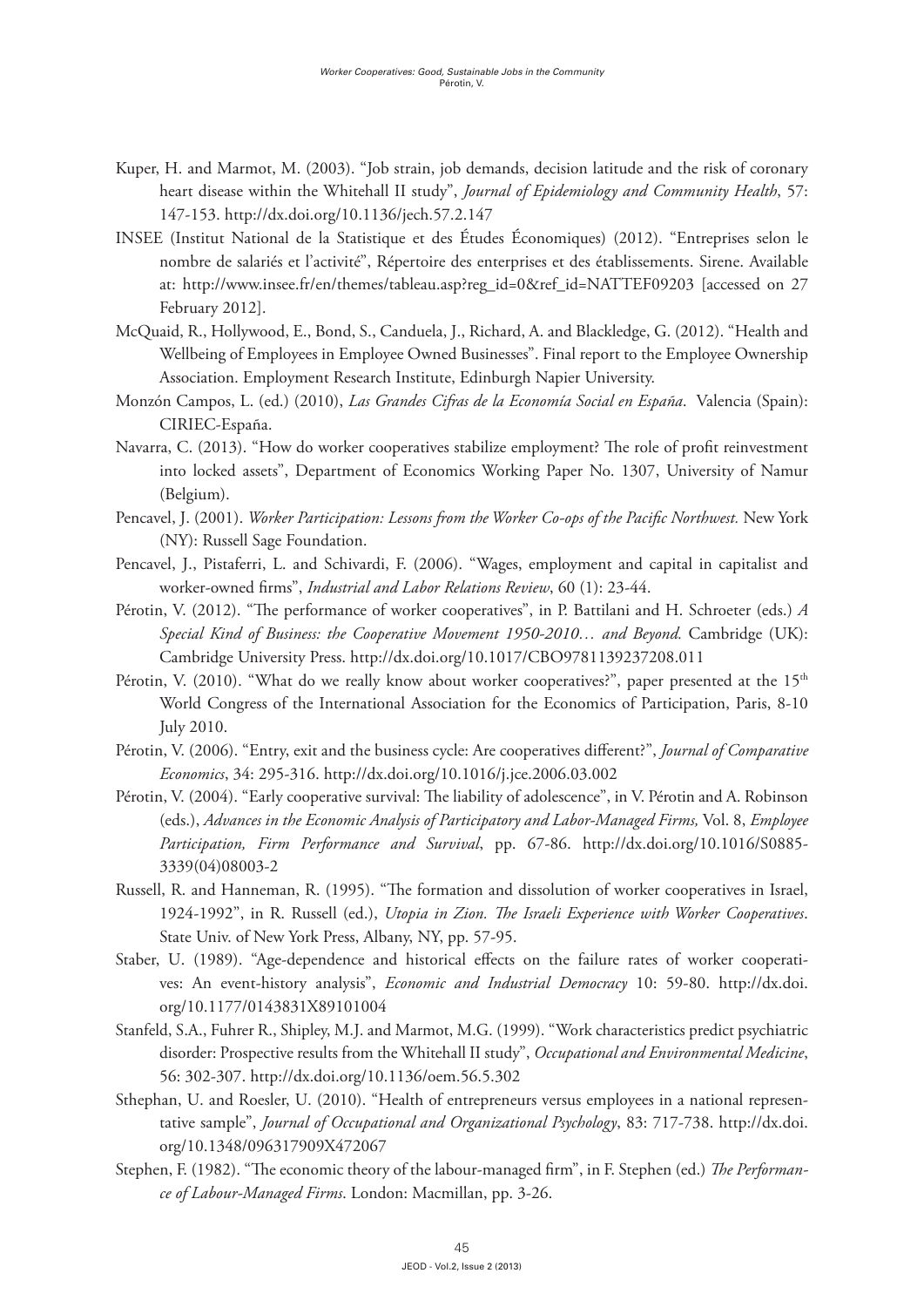Kuper, H. and Marmot, M. (2003). "Job strain, job demands, decision latitude and the risk of coronary heart disease within the Whitehall II study", *Journal of Epidemiology and Community Health*, 57: 147-153. http://dx.doi.org/10.1136/jech.57.2.147

INSEE (Institut National de la Statistique et des Études Économiques) (2012). "Entreprises selon le nombre de salariés et l'activité", Répertoire des enterprises et des établissements. Sirene. Available at: http://www.insee.fr/en/themes/tableau.asp?reg_id=0&ref_id=NATTEF09203 [accessed on 27 February 2012].

McQuaid, R., Hollywood, E., Bond, S., Canduela, J., Richard, A. and Blackledge, G. (2012). "Health and Wellbeing of Employees in Employee Owned Businesses". Final report to the Employee Ownership Association. Employment Research Institute, Edinburgh Napier University.

Monzón Campos, L. (ed.) (2010), *Las Grandes Cifras de la Economía Social en España*. Valencia (Spain): CIRIEC-España.

Navarra, C. (2013). "How do worker cooperatives stabilize employment? The role of profit reinvestment into locked assets", Department of Economics Working Paper No. 1307, University of Namur (Belgium).

Pencavel, J. (2001). *Worker Participation: Lessons from the Worker Co-ops of the Pacific Northwest.* New York (NY): Russell Sage Foundation.

Pencavel, J., Pistaferri, L. and Schivardi, F. (2006). "Wages, employment and capital in capitalist and worker-owned firms", *Industrial and Labor Relations Review*, 60 (1): 23-44.

Pérotin, V. (2012). "The performance of worker cooperatives", in P. Battilani and H. Schroeter (eds.) *A Special Kind of Business: the Cooperative Movement 1950-2010… and Beyond.* Cambridge (UK): Cambridge University Press. http://dx.doi.org/10.1017/CBO9781139237208.011

Pérotin, V. (2010). "What do we really know about worker cooperatives?", paper presented at the 15th World Congress of the International Association for the Economics of Participation, Paris, 8-10 July 2010.

Pérotin, V. (2006). "Entry, exit and the business cycle: Are cooperatives different?", *Journal of Comparative Economics*, 34: 295-316. http://dx.doi.org/10.1016/j.jce.2006.03.002

Pérotin, V. (2004). "Early cooperative survival: The liability of adolescence", in V. Pérotin and A. Robinson (eds.), *Advances in the Economic Analysis of Participatory and Labor-Managed Firms,* Vol. 8, *Employee Participation, Firm Performance and Survival*, pp. 67-86. http://dx.doi.org/10.1016/S0885-3339(04)08003-2

Russell, R. and Hanneman, R. (1995). "The formation and dissolution of worker cooperatives in Israel, 1924-1992", in R. Russell (ed.), *Utopia in Zion. The Israeli Experience with Worker Cooperatives*. State Univ. of New York Press, Albany, NY, pp. 57-95.

Staber, U. (1989). "Age-dependence and historical effects on the failure rates of worker cooperatives: An event-history analysis", *Economic and Industrial Democracy* 10: 59-80. http://dx.doi.org/10.1177/0143831X89101004

Stanfeld, S.A., Fuhrer R., Shipley, M.J. and Marmot, M.G. (1999). "Work characteristics predict psychiatric disorder: Prospective results from the Whitehall II study", *Occupational and Environmental Medicine*, 56: 302-307. http://dx.doi.org/10.1136/oem.56.5.302

Sthephan, U. and Roesler, U. (2010). "Health of entrepreneurs versus employees in a national representative sample", *Journal of Occupational and Organizational Psychology*, 83: 717-738. http://dx.doi.org/10.1348/096317909X472067

Stephen, F. (1982). "The economic theory of the labour-managed firm", in F. Stephen (ed.) *The Performance of Labour-Managed Firms*. London: Macmillan, pp. 3-26.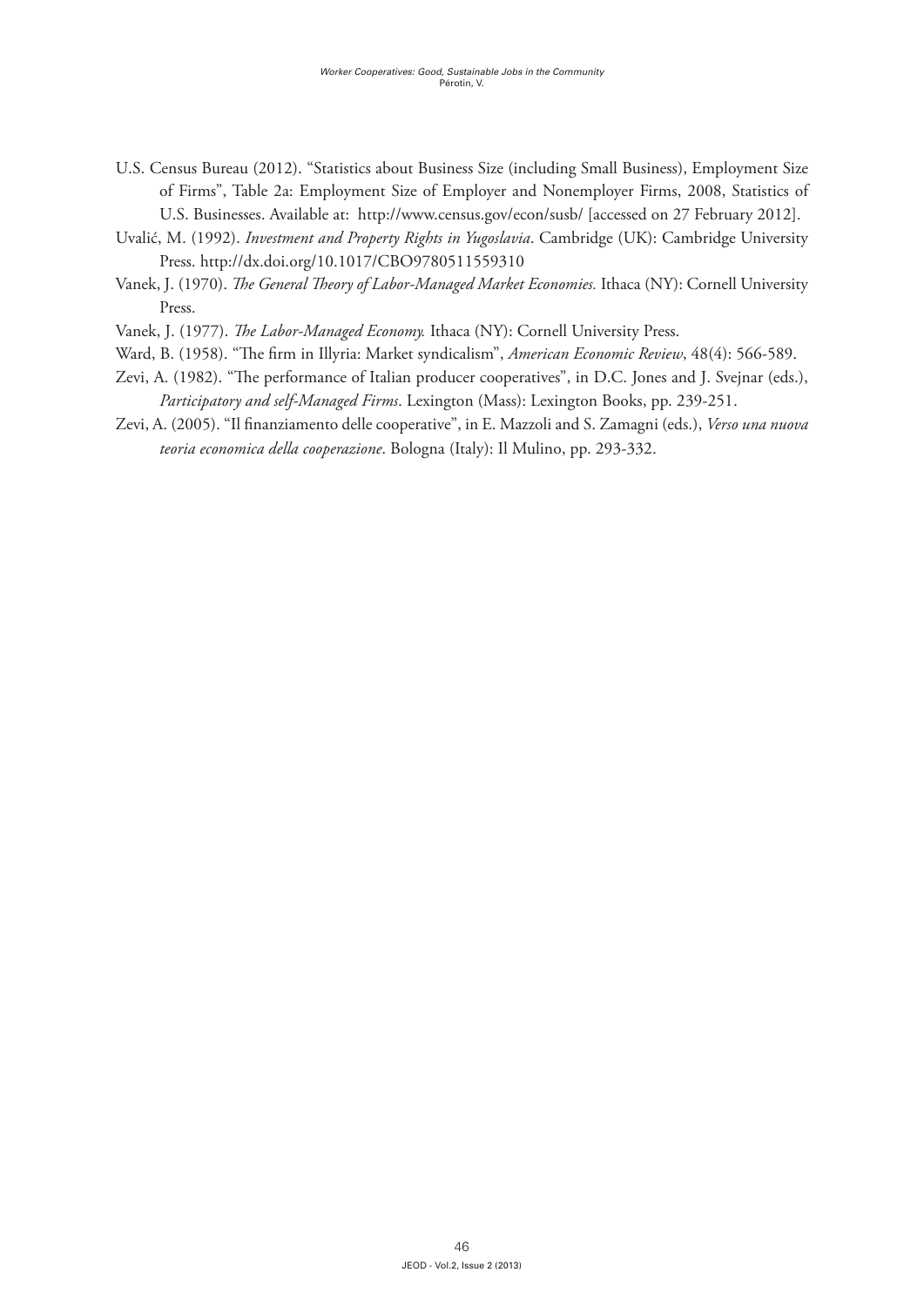U.S. Census Bureau (2012). "Statistics about Business Size (including Small Business), Employment Size of Firms", Table 2a: Employment Size of Employer and Nonemployer Firms, 2008, Statistics of U.S. Businesses. Available at: http://www.census.gov/econ/susb/ [accessed on 27 February 2012].

Uvalić, M. (1992). *Investment and Property Rights in Yugoslavia*. Cambridge (UK): Cambridge University Press. http://dx.doi.org/10.1017/CBO9780511559310

Vanek, J. (1970). *The General Theory of Labor-Managed Market Economies.* Ithaca (NY): Cornell University Press.

Vanek, J. (1977). *The Labor-Managed Economy.* Ithaca (NY): Cornell University Press.

Ward, B. (1958). "The firm in Illyria: Market syndicalism", *American Economic Review*, 48(4): 566-589.

Zevi, A. (1982). "The performance of Italian producer cooperatives", in D.C. Jones and J. Svejnar (eds.), *Participatory and self-Managed Firms*. Lexington (Mass): Lexington Books, pp. 239-251.

Zevi, A. (2005). "Il finanziamento delle cooperative", in E. Mazzoli and S. Zamagni (eds.), *Verso una nuova teoria economica della cooperazione*. Bologna (Italy): Il Mulino, pp. 293-332.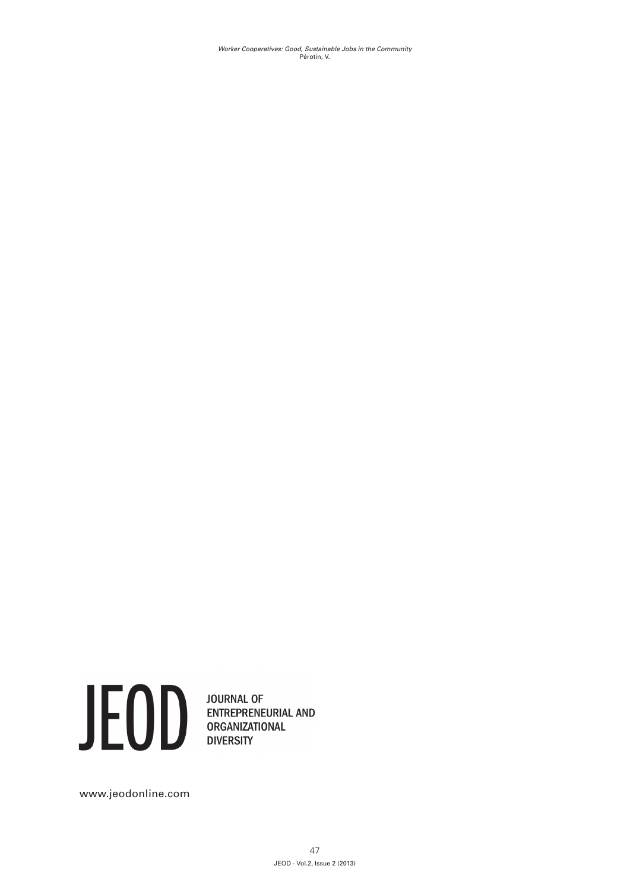JEOD

JOURNAL OF ENTREPRENEURIAL AND ORGANIZATIONAL DIVERSITY

www.jeodonline.com